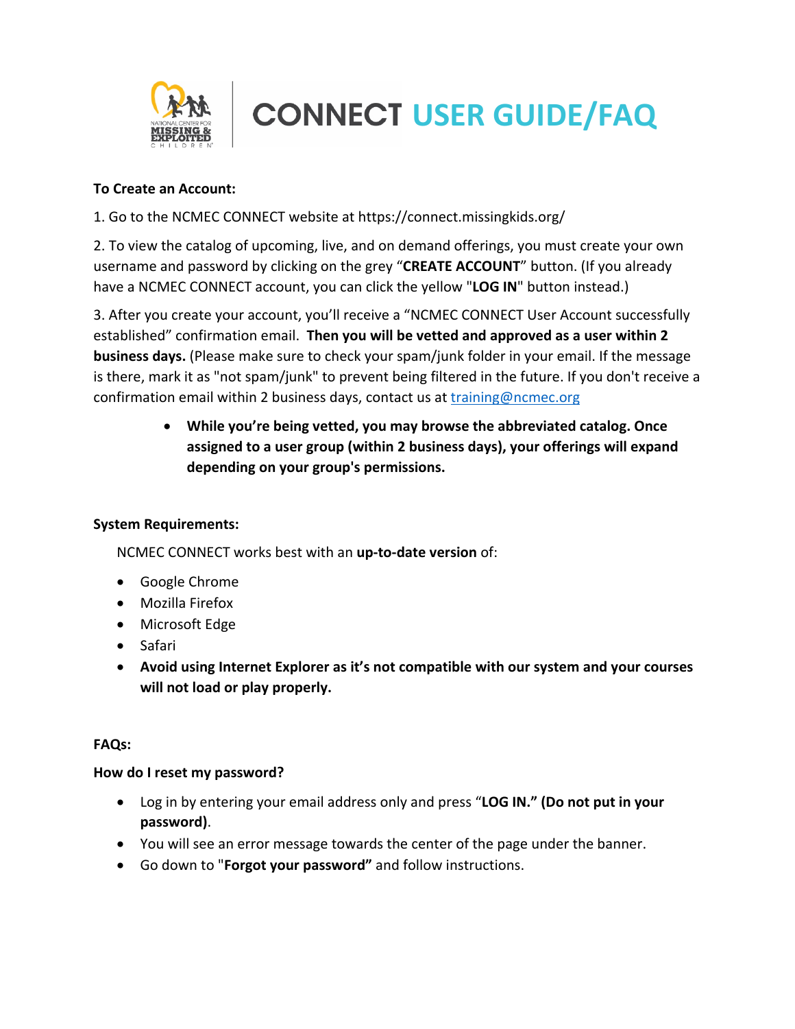# CONNECT USER GUIDE/FAQ

**To Create an Account:**

1. Go to the NCMEC CONNECT website at https://connect.missingkids.org/

2. To view the catalog of upcoming, live, and on demand offerings, you must create your own username and password by clicking on the grey "**CREATE ACCOUNT**" button. (If you already have a NCMEC CONNECT account, you can click the yellow "**LOG IN**" button instead.)

3. After you create your account, you'll receive a "NCMEC CONNECT User Account successfully established" confirmation email. **Then you will be vetted and approved as a user within 2 business days.** (Please make sure to check your spam/junk folder in your email. If the message is there, mark it as "not spam/junk" to prevent being filtered in the future. If you don't receive a confirmation email within 2 business days, contact us at training@ncmec.org

- **While you're being vetted, you may browse the abbreviated catalog. Once assigned to a user group (within 2 business days), your offerings will expand depending on your group's permissions.**

**System Requirements:**

NCMEC CONNECT works best with an **up-to-date version** of:

- Google Chrome
- Mozilla Firefox
- Microsoft Edge
- Safari
- **Avoid using Internet Explorer as it's not compatible with our system and your courses will not load or play properly.**

**FAQs:**

**How do I reset my password?**

- Log in by entering your email address only and press "**LOG IN." (Do not put in your password)**.
- You will see an error message towards the center of the page under the banner.
- Go down to "**Forgot your password"** and follow instructions.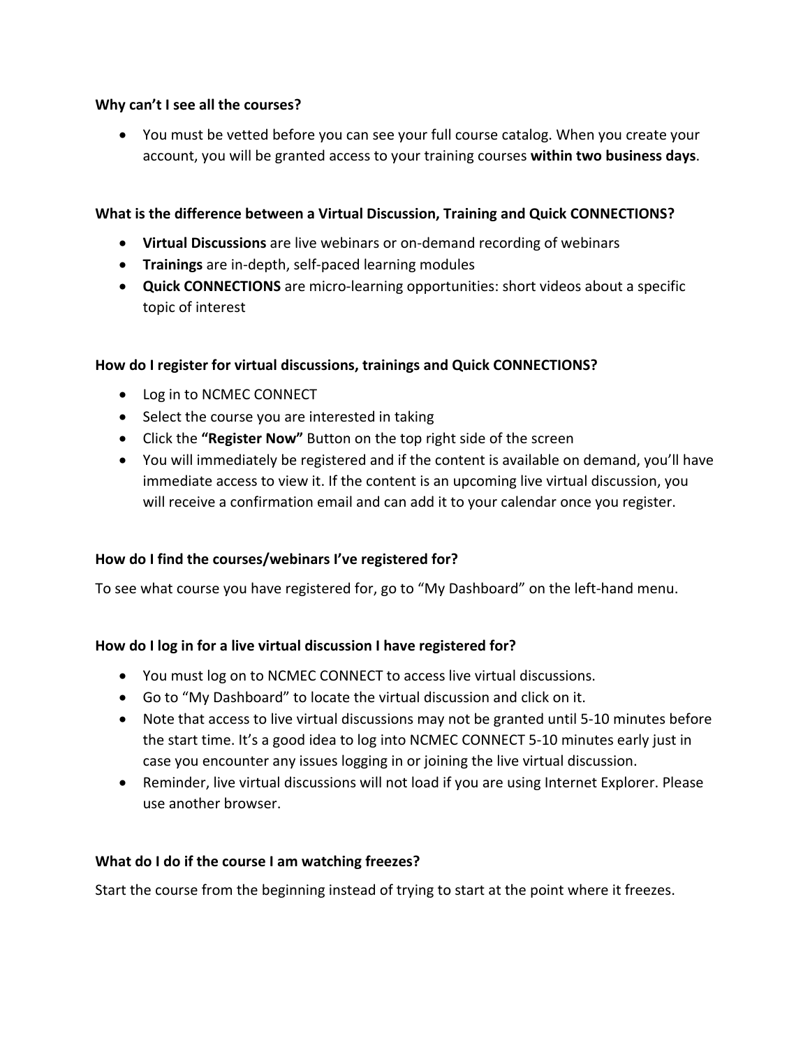**Why can't I see all the courses?**

- You must be vetted before you can see your full course catalog. When you create your account, you will be granted access to your training courses **within two business days**.

**What is the difference between a Virtual Discussion, Training and Quick CONNECTIONS?**

- **Virtual Discussions** are live webinars or on-demand recording of webinars
- **Trainings** are in-depth, self-paced learning modules
- **Quick CONNECTIONS** are micro-learning opportunities: short videos about a specific topic of interest

**How do I register for virtual discussions, trainings and Quick CONNECTIONS?**

- Log in to NCMEC CONNECT
- Select the course you are interested in taking
- Click the **"Register Now"** Button on the top right side of the screen
- You will immediately be registered and if the content is available on demand, you'll have immediate access to view it. If the content is an upcoming live virtual discussion, you will receive a confirmation email and can add it to your calendar once you register.

**How do I find the courses/webinars I've registered for?**

To see what course you have registered for, go to "My Dashboard" on the left-hand menu.

**How do I log in for a live virtual discussion I have registered for?**

- You must log on to NCMEC CONNECT to access live virtual discussions.
- Go to "My Dashboard" to locate the virtual discussion and click on it.
- Note that access to live virtual discussions may not be granted until 5-10 minutes before the start time. It's a good idea to log into NCMEC CONNECT 5-10 minutes early just in case you encounter any issues logging in or joining the live virtual discussion.
- Reminder, live virtual discussions will not load if you are using Internet Explorer. Please use another browser.

**What do I do if the course I am watching freezes?**

Start the course from the beginning instead of trying to start at the point where it freezes.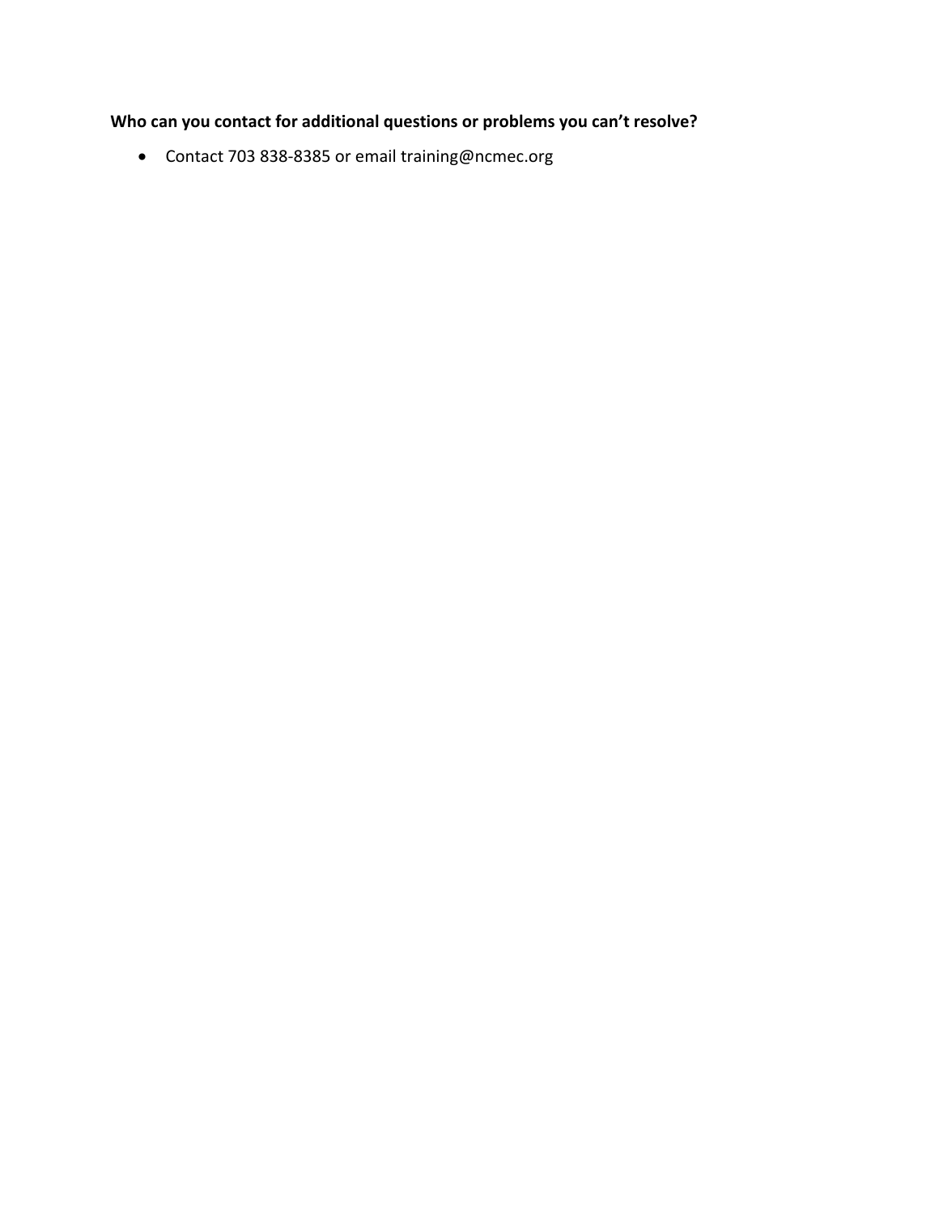**Who can you contact for additional questions or problems you can't resolve?**

- Contact 703 838-8385 or email training@ncmec.org